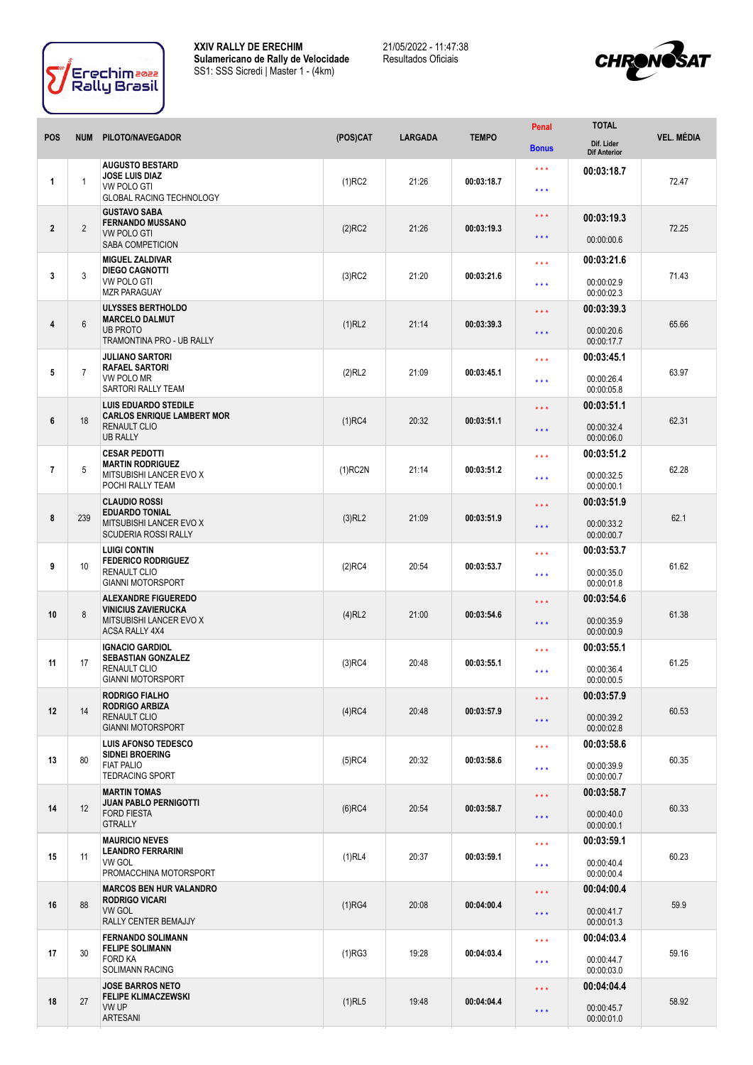**XXIV RALLY DE ERECHIM**
**Sulamericano de Rally de Velocidade**
SS1: SSS Sicredi | Master 1 - (4km)

21/05/2022 - 11:47:38
Resultados Oficiais

| POS | NUM | PILOTO/NAVEGADOR | (POS)CAT | LARGADA | TEMPO | Penal / Bonus | TOTAL / Dif. Lider / Dif Anterior | VEL. MÉDIA |
|---|---|---|---|---|---|---|---|---|
| 1 | 1 | AUGUSTO BESTARD<br>JOSE LUIS DIAZ<br>VW POLO GTI<br>GLOBAL RACING TECHNOLOGY | (1)RC2 | 21:26 | 00:03:18.7 | *** / *** | 00:03:18.7 | 72.47 |
| 2 | 2 | GUSTAVO SABA<br>FERNANDO MUSSANO<br>VW POLO GTI<br>SABA COMPETICION | (2)RC2 | 21:26 | 00:03:19.3 | *** / *** | 00:03:19.3<br>00:00:00.6 | 72.25 |
| 3 | 3 | MIGUEL ZALDIVAR<br>DIEGO CAGNOTTI<br>VW POLO GTI<br>MZR PARAGUAY | (3)RC2 | 21:20 | 00:03:21.6 | *** / *** | 00:03:21.6<br>00:00:02.9<br>00:00:02.3 | 71.43 |
| 4 | 6 | ULYSSES BERTHOLDO<br>MARCELO DALMUT<br>UB PROTO<br>TRAMONTINA PRO - UB RALLY | (1)RL2 | 21:14 | 00:03:39.3 | *** / *** | 00:03:39.3<br>00:00:20.6<br>00:00:17.7 | 65.66 |
| 5 | 7 | JULIANO SARTORI<br>RAFAEL SARTORI<br>VW POLO MR<br>SARTORI RALLY TEAM | (2)RL2 | 21:09 | 00:03:45.1 | *** / *** | 00:03:45.1<br>00:00:26.4<br>00:00:05.8 | 63.97 |
| 6 | 18 | LUIS EDUARDO STEDILE<br>CARLOS ENRIQUE LAMBERT MOR<br>RENAULT CLIO<br>UB RALLY | (1)RC4 | 20:32 | 00:03:51.1 | *** / *** | 00:03:51.1<br>00:00:32.4<br>00:00:06.0 | 62.31 |
| 7 | 5 | CESAR PEDOTTI<br>MARTIN RODRIGUEZ<br>MITSUBISHI LANCER EVO X<br>POCHI RALLY TEAM | (1)RC2N | 21:14 | 00:03:51.2 | *** / *** | 00:03:51.2<br>00:00:32.5<br>00:00:00.1 | 62.28 |
| 8 | 239 | CLAUDIO ROSSI<br>EDUARDO TONIAL<br>MITSUBISHI LANCER EVO X<br>SCUDERIA ROSSI RALLY | (3)RL2 | 21:09 | 00:03:51.9 | *** / *** | 00:03:51.9<br>00:00:33.2<br>00:00:00.7 | 62.1 |
| 9 | 10 | LUIGI CONTIN<br>FEDERICO RODRIGUEZ<br>RENAULT CLIO<br>GIANNI MOTORSPORT | (2)RC4 | 20:54 | 00:03:53.7 | *** / *** | 00:03:53.7<br>00:00:35.0<br>00:00:01.8 | 61.62 |
| 10 | 8 | ALEXANDRE FIGUEREDO<br>VINICIUS ZAVIERUCKA<br>MITSUBISHI LANCER EVO X<br>ACSA RALLY 4X4 | (4)RL2 | 21:00 | 00:03:54.6 | *** / *** | 00:03:54.6<br>00:00:35.9<br>00:00:00.9 | 61.38 |
| 11 | 17 | IGNACIO GARDIOL<br>SEBASTIAN GONZALEZ<br>RENAULT CLIO<br>GIANNI MOTORSPORT | (3)RC4 | 20:48 | 00:03:55.1 | *** / *** | 00:03:55.1<br>00:00:36.4<br>00:00:00.5 | 61.25 |
| 12 | 14 | RODRIGO FIALHO<br>RODRIGO ARBIZA<br>RENAULT CLIO<br>GIANNI MOTORSPORT | (4)RC4 | 20:48 | 00:03:57.9 | *** / *** | 00:03:57.9<br>00:00:39.2<br>00:00:02.8 | 60.53 |
| 13 | 80 | LUIS AFONSO TEDESCO<br>SIDNEI BROERING<br>FIAT PALIO<br>TEDRACING SPORT | (5)RC4 | 20:32 | 00:03:58.6 | *** / *** | 00:03:58.6<br>00:00:39.9<br>00:00:00.7 | 60.35 |
| 14 | 12 | MARTIN TOMAS<br>JUAN PABLO PERNIGOTTI<br>FORD FIESTA<br>GTRALLY | (6)RC4 | 20:54 | 00:03:58.7 | *** / *** | 00:03:58.7<br>00:00:40.0<br>00:00:00.1 | 60.33 |
| 15 | 11 | MAURICIO NEVES<br>LEANDRO FERRARINI<br>VW GOL<br>PROMACCHINA MOTORSPORT | (1)RL4 | 20:37 | 00:03:59.1 | *** / *** | 00:03:59.1<br>00:00:40.4<br>00:00:00.4 | 60.23 |
| 16 | 88 | MARCOS BEN HUR VALANDRO<br>RODRIGO VICARI<br>VW GOL<br>RALLY CENTER BEMAJJY | (1)RG4 | 20:08 | 00:04:00.4 | *** / *** | 00:04:00.4<br>00:00:41.7<br>00:00:01.3 | 59.9 |
| 17 | 30 | FERNANDO SOLIMANN<br>FELIPE SOLIMANN<br>FORD KA<br>SOLIMANN RACING | (1)RG3 | 19:28 | 00:04:03.4 | *** / *** | 00:04:03.4<br>00:00:44.7<br>00:00:03.0 | 59.16 |
| 18 | 27 | JOSE BARROS NETO<br>FELIPE KLIMACZEWSKI<br>VW UP<br>ARTESANI | (1)RL5 | 19:48 | 00:04:04.4 | *** / *** | 00:04:04.4<br>00:00:45.7<br>00:00:01.0 | 58.92 |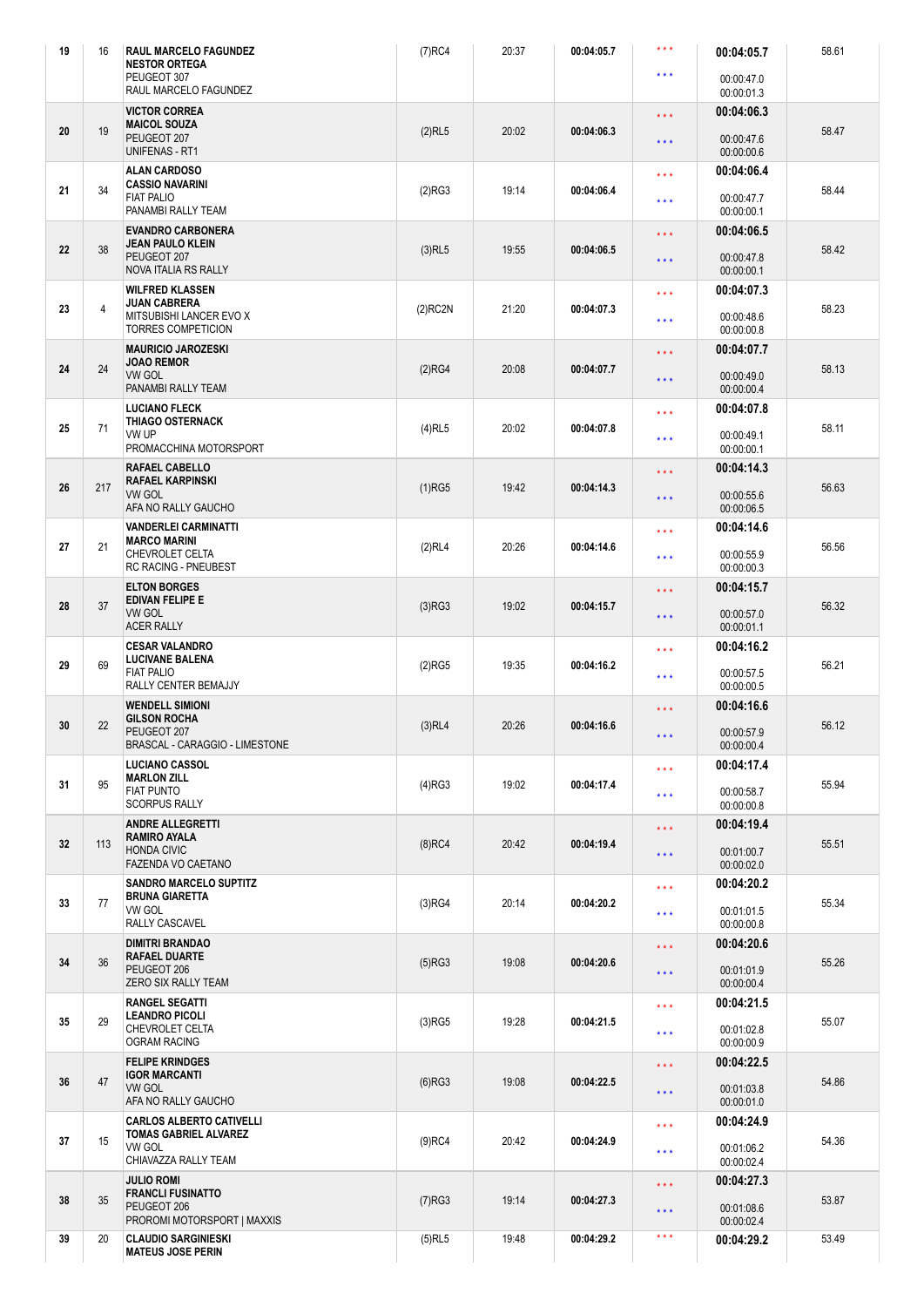| 19 | 16 | **RAUL MARCELO FAGUNDEZ**<br>**NESTOR ORTEGA**<br>PEUGEOT 307<br>RAUL MARCELO FAGUNDEZ | (7)RC4 | 20:37 | **00:04:05.7** | \*\*\*<br>\*\*\* | **00:04:05.7**<br>00:00:47.0<br>00:00:01.3 | 58.61 |
|---|---|---|---|---|---|---|---|---|
| 20 | 19 | **VICTOR CORREA**<br>**MAICOL SOUZA**<br>PEUGEOT 207<br>UNIFENAS - RT1 | (2)RL5 | 20:02 | **00:04:06.3** | \*\*\*<br>\*\*\* | **00:04:06.3**<br>00:00:47.6<br>00:00:00.6 | 58.47 |
| 21 | 34 | **ALAN CARDOSO**<br>**CASSIO NAVARINI**<br>FIAT PALIO<br>PANAMBI RALLY TEAM | (2)RG3 | 19:14 | **00:04:06.4** | \*\*\*<br>\*\*\* | **00:04:06.4**<br>00:00:47.7<br>00:00:00.1 | 58.44 |
| 22 | 38 | **EVANDRO CARBONERA**<br>**JEAN PAULO KLEIN**<br>PEUGEOT 207<br>NOVA ITALIA RS RALLY | (3)RL5 | 19:55 | **00:04:06.5** | \*\*\*<br>\*\*\* | **00:04:06.5**<br>00:00:47.8<br>00:00:00.1 | 58.42 |
| 23 | 4 | **WILFRED KLASSEN**<br>**JUAN CABRERA**<br>MITSUBISHI LANCER EVO X<br>TORRES COMPETICION | (2)RC2N | 21:20 | **00:04:07.3** | \*\*\*<br>\*\*\* | **00:04:07.3**<br>00:00:48.6<br>00:00:00.8 | 58.23 |
| 24 | 24 | **MAURICIO JAROZESKI**<br>**JOAO REMOR**<br>VW GOL<br>PANAMBI RALLY TEAM | (2)RG4 | 20:08 | **00:04:07.7** | \*\*\*<br>\*\*\* | **00:04:07.7**<br>00:00:49.0<br>00:00:00.4 | 58.13 |
| 25 | 71 | **LUCIANO FLECK**<br>**THIAGO OSTERNACK**<br>VW UP<br>PROMACCHINA MOTORSPORT | (4)RL5 | 20:02 | **00:04:07.8** | \*\*\*<br>\*\*\* | **00:04:07.8**<br>00:00:49.1<br>00:00:00.1 | 58.11 |
| 26 | 217 | **RAFAEL CABELLO**<br>**RAFAEL KARPINSKI**<br>VW GOL<br>AFA NO RALLY GAUCHO | (1)RG5 | 19:42 | **00:04:14.3** | \*\*\*<br>\*\*\* | **00:04:14.3**<br>00:00:55.6<br>00:00:06.5 | 56.63 |
| 27 | 21 | **VANDERLEI CARMINATTI**<br>**MARCO MARINI**<br>CHEVROLET CELTA<br>RC RACING - PNEUBEST | (2)RL4 | 20:26 | **00:04:14.6** | \*\*\*<br>\*\*\* | **00:04:14.6**<br>00:00:55.9<br>00:00:00.3 | 56.56 |
| 28 | 37 | **ELTON BORGES**<br>**EDIVAN FELIPE E**<br>VW GOL<br>ACER RALLY | (3)RG3 | 19:02 | **00:04:15.7** | \*\*\*<br>\*\*\* | **00:04:15.7**<br>00:00:57.0<br>00:00:01.1 | 56.32 |
| 29 | 69 | **CESAR VALANDRO**<br>**LUCIVANE BALENA**<br>FIAT PALIO<br>RALLY CENTER BEMAJJY | (2)RG5 | 19:35 | **00:04:16.2** | \*\*\*<br>\*\*\* | **00:04:16.2**<br>00:00:57.5<br>00:00:00.5 | 56.21 |
| 30 | 22 | **WENDELL SIMIONI**<br>**GILSON ROCHA**<br>PEUGEOT 207<br>BRASCAL - CARAGGIO - LIMESTONE | (3)RL4 | 20:26 | **00:04:16.6** | \*\*\*<br>\*\*\* | **00:04:16.6**<br>00:00:57.9<br>00:00:00.4 | 56.12 |
| 31 | 95 | **LUCIANO CASSOL**<br>**MARLON ZILL**<br>FIAT PUNTO<br>SCORPUS RALLY | (4)RG3 | 19:02 | **00:04:17.4** | \*\*\*<br>\*\*\* | **00:04:17.4**<br>00:00:58.7<br>00:00:00.8 | 55.94 |
| 32 | 113 | **ANDRE ALLEGRETTI**<br>**RAMIRO AYALA**<br>HONDA CIVIC<br>FAZENDA VO CAETANO | (8)RC4 | 20:42 | **00:04:19.4** | \*\*\*<br>\*\*\* | **00:04:19.4**<br>00:01:00.7<br>00:00:02.0 | 55.51 |
| 33 | 77 | **SANDRO MARCELO SUPTITZ**<br>**BRUNA GIARETTA**<br>VW GOL<br>RALLY CASCAVEL | (3)RG4 | 20:14 | **00:04:20.2** | \*\*\*<br>\*\*\* | **00:04:20.2**<br>00:01:01.5<br>00:00:00.8 | 55.34 |
| 34 | 36 | **DIMITRI BRANDAO**<br>**RAFAEL DUARTE**<br>PEUGEOT 206<br>ZERO SIX RALLY TEAM | (5)RG3 | 19:08 | **00:04:20.6** | \*\*\*<br>\*\*\* | **00:04:20.6**<br>00:01:01.9<br>00:00:00.4 | 55.26 |
| 35 | 29 | **RANGEL SEGATTI**<br>**LEANDRO PICOLI**<br>CHEVROLET CELTA<br>OGRAM RACING | (3)RG5 | 19:28 | **00:04:21.5** | \*\*\*<br>\*\*\* | **00:04:21.5**<br>00:01:02.8<br>00:00:00.9 | 55.07 |
| 36 | 47 | **FELIPE KRINDGES**<br>**IGOR MARCANTI**<br>VW GOL<br>AFA NO RALLY GAUCHO | (6)RG3 | 19:08 | **00:04:22.5** | \*\*\*<br>\*\*\* | **00:04:22.5**<br>00:01:03.8<br>00:00:01.0 | 54.86 |
| 37 | 15 | **CARLOS ALBERTO CATIVELLI**<br>**TOMAS GABRIEL ALVAREZ**<br>VW GOL<br>CHIAVAZZA RALLY TEAM | (9)RC4 | 20:42 | **00:04:24.9** | \*\*\*<br>\*\*\* | **00:04:24.9**<br>00:01:06.2<br>00:00:02.4 | 54.36 |
| 38 | 35 | **JULIO ROMI**<br>**FRANCLI FUSINATTO**<br>PEUGEOT 206<br>PROROMI MOTORSPORT \| MAXXIS | (7)RG3 | 19:14 | **00:04:27.3** | \*\*\*<br>\*\*\* | **00:04:27.3**<br>00:01:08.6<br>00:00:02.4 | 53.87 |
| 39 | 20 | **CLAUDIO SARGINIESKI**<br>**MATEUS JOSE PERIN** | (5)RL5 | 19:48 | **00:04:29.2** | \*\*\* | **00:04:29.2** | 53.49 |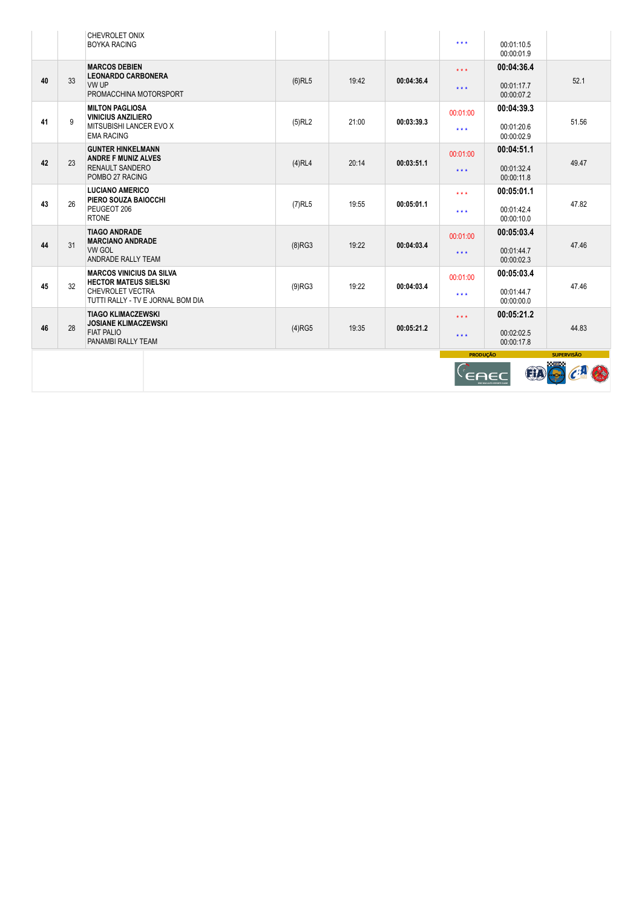| | | | | | | | | |
|---|---|---|---|---|---|---|---|---|
| | | CHEVROLET ONIX<br>BOYKA RACING | | | | *** | 00:01:10.5<br>00:00:01.9 | |
| 40 | 33 | **MARCOS DEBIEN**<br>**LEONARDO CARBONERA**<br>VW UP<br>PROMACCHINA MOTORSPORT | (6)RL5 | 19:42 | **00:04:36.4** | ***<br>*** | **00:04:36.4**<br>00:01:17.7<br>00:00:07.2 | 52.1 |
| 41 | 9 | **MILTON PAGLIOSA**<br>**VINICIUS ANZILIERO**<br>MITSUBISHI LANCER EVO X<br>EMA RACING | (5)RL2 | 21:00 | **00:03:39.3** | 00:01:00<br>*** | **00:04:39.3**<br>00:01:20.6<br>00:00:02.9 | 51.56 |
| 42 | 23 | **GUNTER HINKELMANN**<br>**ANDRE F MUNIZ ALVES**<br>RENAULT SANDERO<br>POMBO 27 RACING | (4)RL4 | 20:14 | **00:03:51.1** | 00:01:00<br>*** | **00:04:51.1**<br>00:01:32.4<br>00:00:11.8 | 49.47 |
| 43 | 26 | **LUCIANO AMERICO**<br>**PIERO SOUZA BAIOCCHI**<br>PEUGEOT 206<br>RTONE | (7)RL5 | 19:55 | **00:05:01.1** | ***<br>*** | **00:05:01.1**<br>00:01:42.4<br>00:00:10.0 | 47.82 |
| 44 | 31 | **TIAGO ANDRADE**<br>**MARCIANO ANDRADE**<br>VW GOL<br>ANDRADE RALLY TEAM | (8)RG3 | 19:22 | **00:04:03.4** | 00:01:00<br>*** | **00:05:03.4**<br>00:01:44.7<br>00:00:02.3 | 47.46 |
| 45 | 32 | **MARCOS VINICIUS DA SILVA**<br>**HECTOR MATEUS SIELSKI**<br>CHEVROLET VECTRA<br>TUTTI RALLY - TV E JORNAL BOM DIA | (9)RG3 | 19:22 | **00:04:03.4** | 00:01:00<br>*** | **00:05:03.4**<br>00:01:44.7<br>00:00:00.0 | 47.46 |
| 46 | 28 | **TIAGO KLIMACZEWSKI**<br>**JOSIANE KLIMACZEWSKI**<br>FIAT PALIO<br>PANAMBI RALLY TEAM | (4)RG5 | 19:35 | **00:05:21.2** | ***<br>*** | **00:05:21.2**<br>00:02:02.5<br>00:00:17.8 | 44.83 |

PRODUÇÃO SUPERVISÃO